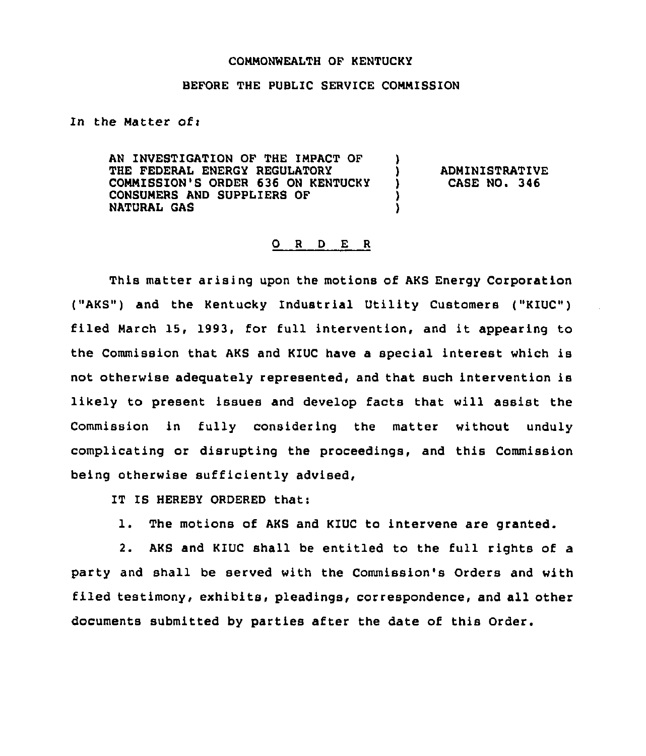COMMONWEALTH OF KENTUCKY

BEFORE THE PUBLIC SERVICE COMMISSION

In the Matter of:

| AN INVESTIGATION OF THE IMPACT OF THE FEDERAL ENERGY REGULATORY COMMISSION'S ORDER 636 ON KENTUCKY CONSUMERS AND SUPPLIERS OF NATURAL GAS | ) | ADMINISTRATIVE CASE NO. 346 |
|---|---|---|

O R D E R

This matter arising upon the motions of AKS Energy Corporation ("AKS") and the Kentucky Industrial Utility Customers ("KIUC") filed March 15, 1993, for full intervention, and it appearing to the Commission that AKS and KIUC have a special interest which is not otherwise adequately represented, and that such intervention is likely to present issues and develop facts that will assist the Commission in fully considering the matter without unduly complicating or disrupting the proceedings, and this Commission being otherwise sufficiently advised,

IT IS HEREBY ORDERED that:

1. The motions of AKS and KIUC to intervene are granted.

2. AKS and KIUC shall be entitled to the full rights of a party and shall be served with the Commission's Orders and with filed testimony, exhibits, pleadings, correspondence, and all other documents submitted by parties after the date of this Order.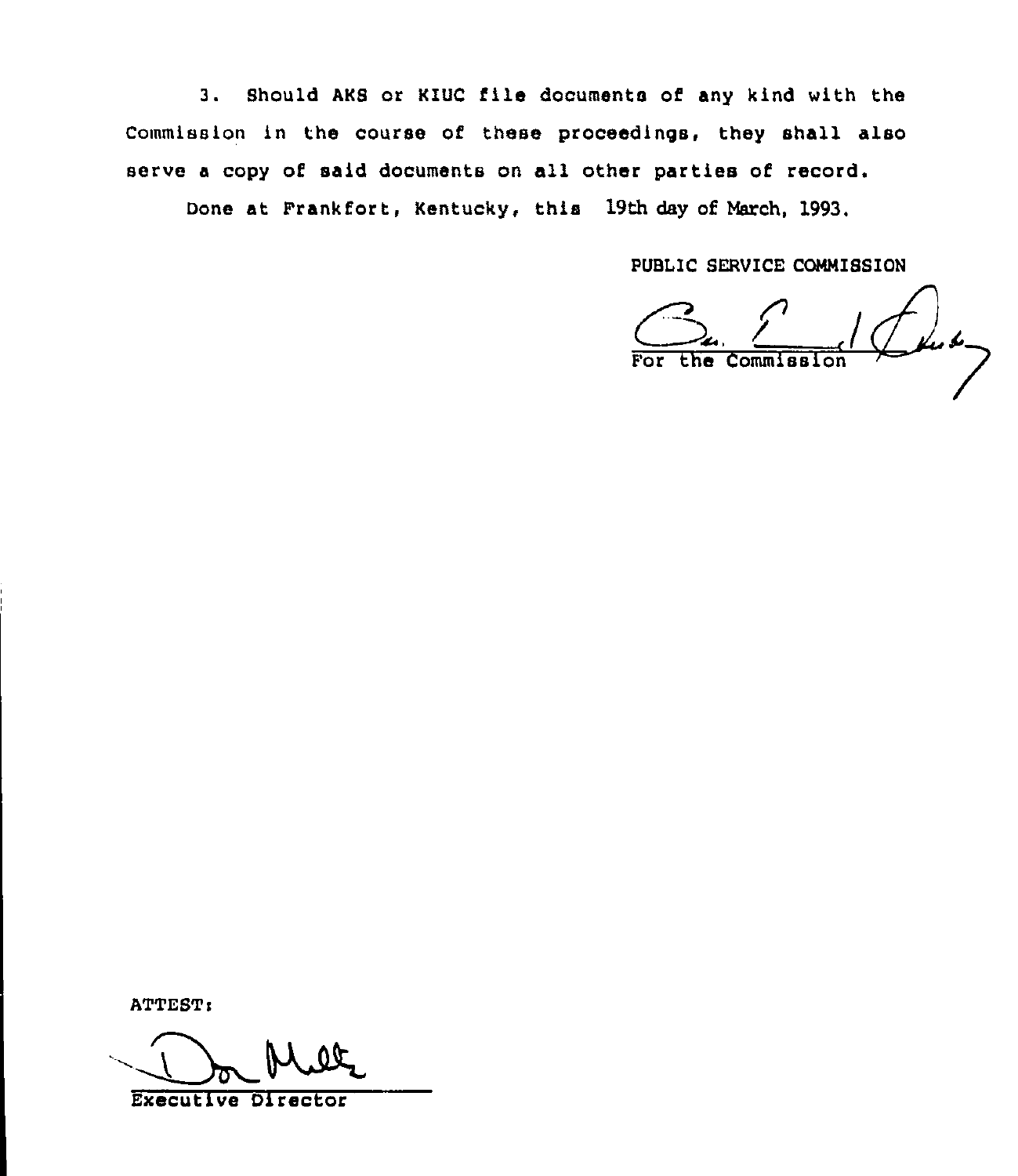3. Should AKS or KIUC file documents of any kind with the Commission in the course of these proceedings, they shall also serve a copy of said documents on all other parties of record.

Done at Frankfort, Kentucky, this 19th day of March, 1993.

PUBLIC SERVICE COMMISSION

For the Commission

ATTEST:

Executive Director